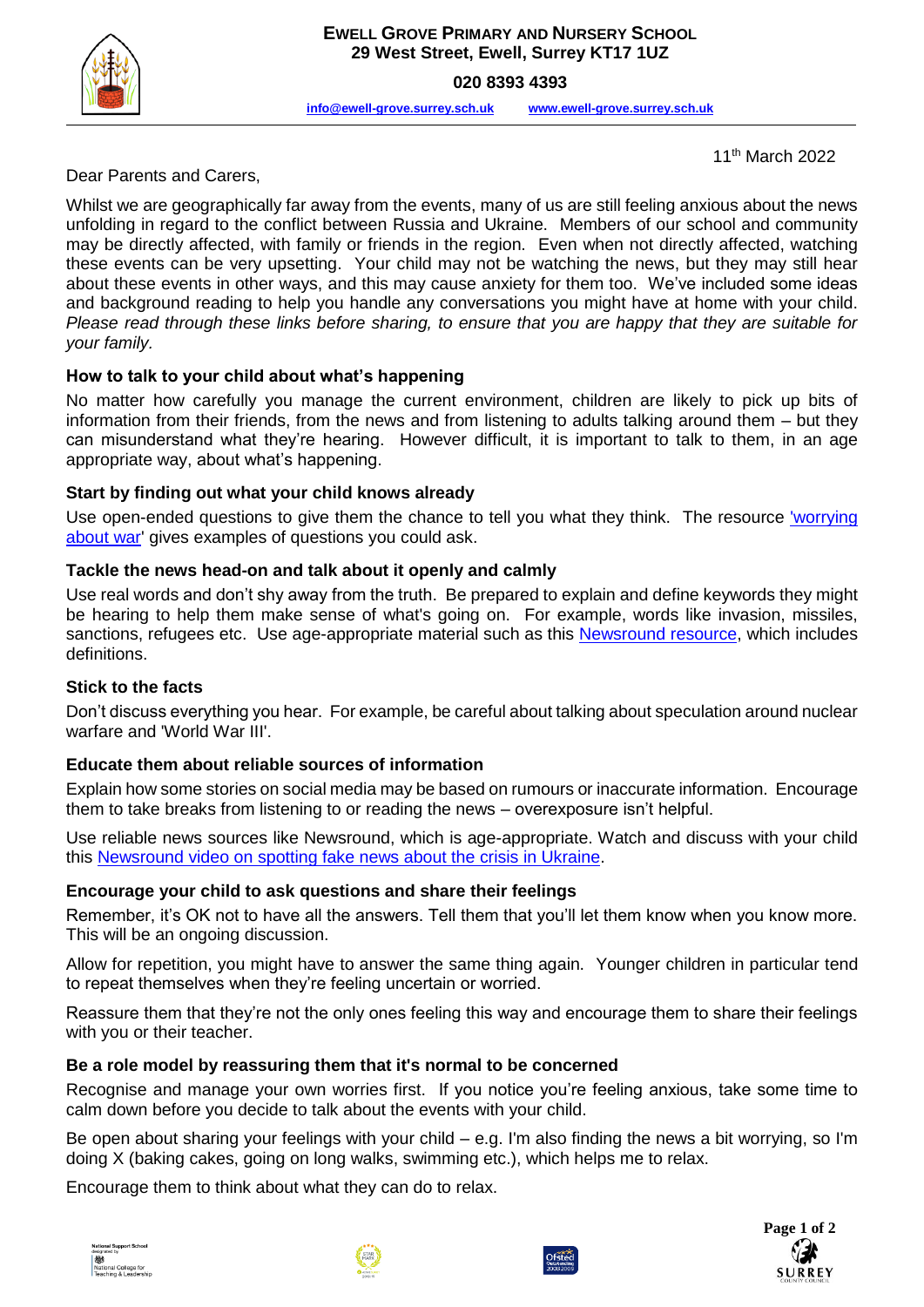**EWELL GROVE PRIMARY AND NURSERY SCHOOL**
**29 West Street, Ewell, Surrey KT17 1UZ**

**020 8393 4393**

**info@ewell-grove.surrey.sch.uk** **www.ewell-grove.surrey.sch.uk**

11th March 2022

Dear Parents and Carers,

Whilst we are geographically far away from the events, many of us are still feeling anxious about the news unfolding in regard to the conflict between Russia and Ukraine. Members of our school and community may be directly affected, with family or friends in the region. Even when not directly affected, watching these events can be very upsetting. Your child may not be watching the news, but they may still hear about these events in other ways, and this may cause anxiety for them too. We've included some ideas and background reading to help you handle any conversations you might have at home with your child. *Please read through these links before sharing, to ensure that you are happy that they are suitable for your family.*

### How to talk to your child about what's happening

No matter how carefully you manage the current environment, children are likely to pick up bits of information from their friends, from the news and from listening to adults talking around them – but they can misunderstand what they're hearing. However difficult, it is important to talk to them, in an age appropriate way, about what's happening.

### Start by finding out what your child knows already

Use open-ended questions to give them the chance to tell you what they think. The resource 'worrying about war' gives examples of questions you could ask.

### Tackle the news head-on and talk about it openly and calmly

Use real words and don't shy away from the truth. Be prepared to explain and define keywords they might be hearing to help them make sense of what's going on. For example, words like invasion, missiles, sanctions, refugees etc. Use age-appropriate material such as this Newsround resource, which includes definitions.

### Stick to the facts

Don't discuss everything you hear. For example, be careful about talking about speculation around nuclear warfare and 'World War III'.

### Educate them about reliable sources of information

Explain how some stories on social media may be based on rumours or inaccurate information. Encourage them to take breaks from listening to or reading the news – overexposure isn't helpful.

Use reliable news sources like Newsround, which is age-appropriate. Watch and discuss with your child this Newsround video on spotting fake news about the crisis in Ukraine.

### Encourage your child to ask questions and share their feelings

Remember, it's OK not to have all the answers. Tell them that you'll let them know when you know more. This will be an ongoing discussion.

Allow for repetition, you might have to answer the same thing again. Younger children in particular tend to repeat themselves when they're feeling uncertain or worried.

Reassure them that they're not the only ones feeling this way and encourage them to share their feelings with you or their teacher.

### Be a role model by reassuring them that it's normal to be concerned

Recognise and manage your own worries first. If you notice you're feeling anxious, take some time to calm down before you decide to talk about the events with your child.

Be open about sharing your feelings with your child – e.g. I'm also finding the news a bit worrying, so I'm doing X (baking cakes, going on long walks, swimming etc.), which helps me to relax.

Encourage them to think about what they can do to relax.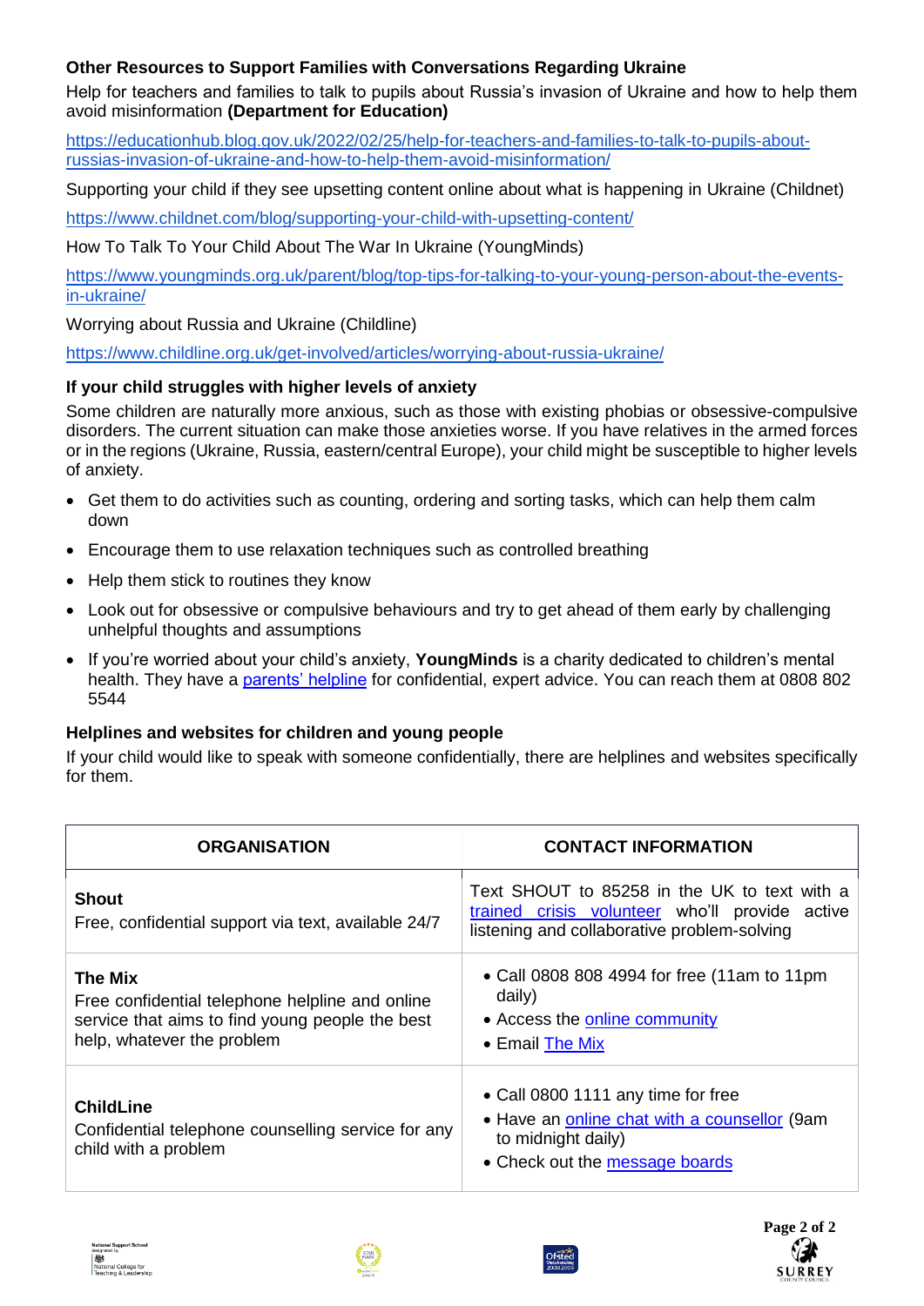### Other Resources to Support Families with Conversations Regarding Ukraine

Help for teachers and families to talk to pupils about Russia's invasion of Ukraine and how to help them avoid misinformation **(Department for Education)**

https://educationhub.blog.gov.uk/2022/02/25/help-for-teachers-and-families-to-talk-to-pupils-about-russias-invasion-of-ukraine-and-how-to-help-them-avoid-misinformation/

Supporting your child if they see upsetting content online about what is happening in Ukraine (Childnet)

https://www.childnet.com/blog/supporting-your-child-with-upsetting-content/

How To Talk To Your Child About The War In Ukraine (YoungMinds)

https://www.youngminds.org.uk/parent/blog/top-tips-for-talking-to-your-young-person-about-the-events-in-ukraine/

Worrying about Russia and Ukraine (Childline)

https://www.childline.org.uk/get-involved/articles/worrying-about-russia-ukraine/

### If your child struggles with higher levels of anxiety

Some children are naturally more anxious, such as those with existing phobias or obsessive-compulsive disorders. The current situation can make those anxieties worse. If you have relatives in the armed forces or in the regions (Ukraine, Russia, eastern/central Europe), your child might be susceptible to higher levels of anxiety.

- Get them to do activities such as counting, ordering and sorting tasks, which can help them calm down
- Encourage them to use relaxation techniques such as controlled breathing
- Help them stick to routines they know
- Look out for obsessive or compulsive behaviours and try to get ahead of them early by challenging unhelpful thoughts and assumptions
- If you're worried about your child's anxiety, **YoungMinds** is a charity dedicated to children's mental health. They have a parents' helpline for confidential, expert advice. You can reach them at 0808 802 5544

### Helplines and websites for children and young people

If your child would like to speak with someone confidentially, there are helplines and websites specifically for them.

| ORGANISATION | CONTACT INFORMATION |
|---|---|
| **Shout**<br>Free, confidential support via text, available 24/7 | Text SHOUT to 85258 in the UK to text with a trained crisis volunteer who'll provide active listening and collaborative problem-solving |
| **The Mix**<br>Free confidential telephone helpline and online service that aims to find young people the best help, whatever the problem | • Call 0808 808 4994 for free (11am to 11pm daily)<br>• Access the online community<br>• Email The Mix |
| **ChildLine**<br>Confidential telephone counselling service for any child with a problem | • Call 0800 1111 any time for free<br>• Have an online chat with a counsellor (9am to midnight daily)<br>• Check out the message boards |